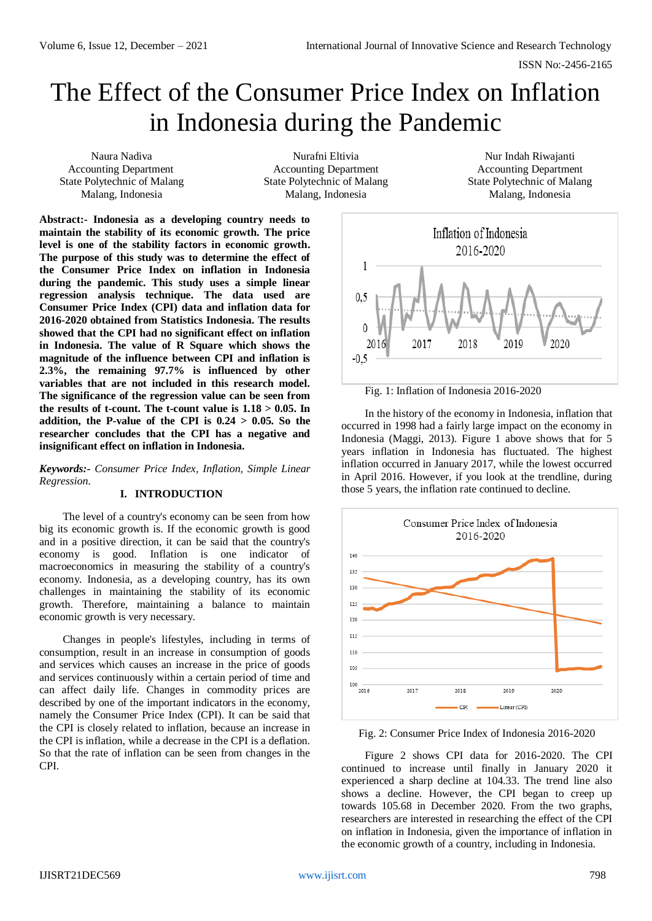# The Effect of the Consumer Price Index on Inflation in Indonesia during the Pandemic

Naura Nadiva
Accounting Department
State Polytechnic of Malang
Malang, Indonesia

Nurafni Eltivia
Accounting Department
State Polytechnic of Malang
Malang, Indonesia

Nur Indah Riwajanti
Accounting Department
State Polytechnic of Malang
Malang, Indonesia

**Abstract:- Indonesia as a developing country needs to maintain the stability of its economic growth. The price level is one of the stability factors in economic growth. The purpose of this study was to determine the effect of the Consumer Price Index on inflation in Indonesia during the pandemic. This study uses a simple linear regression analysis technique. The data used are Consumer Price Index (CPI) data and inflation data for 2016-2020 obtained from Statistics Indonesia. The results showed that the CPI had no significant effect on inflation in Indonesia. The value of R Square which shows the magnitude of the influence between CPI and inflation is 2.3%, the remaining 97.7% is influenced by other variables that are not included in this research model. The significance of the regression value can be seen from the results of t-count. The t-count value is 1.18 > 0.05. In addition, the P-value of the CPI is 0.24 > 0.05. So the researcher concludes that the CPI has a negative and insignificant effect on inflation in Indonesia.**

***Keywords:-*** *Consumer Price Index, Inflation, Simple Linear Regression.*

## I. INTRODUCTION

The level of a country's economy can be seen from how big its economic growth is. If the economic growth is good and in a positive direction, it can be said that the country's economy is good. Inflation is one indicator of macroeconomics in measuring the stability of a country's economy. Indonesia, as a developing country, has its own challenges in maintaining the stability of its economic growth. Therefore, maintaining a balance to maintain economic growth is very necessary.

Changes in people's lifestyles, including in terms of consumption, result in an increase in consumption of goods and services which causes an increase in the price of goods and services continuously within a certain period of time and can affect daily life. Changes in commodity prices are described by one of the important indicators in the economy, namely the Consumer Price Index (CPI). It can be said that the CPI is closely related to inflation, because an increase in the CPI is inflation, while a decrease in the CPI is a deflation. So that the rate of inflation can be seen from changes in the CPI.

Fig. 1: Inflation of Indonesia 2016-2020

In the history of the economy in Indonesia, inflation that occurred in 1998 had a fairly large impact on the economy in Indonesia (Maggi, 2013). Figure 1 above shows that for 5 years inflation in Indonesia has fluctuated. The highest inflation occurred in January 2017, while the lowest occurred in April 2016. However, if you look at the trendline, during those 5 years, the inflation rate continued to decline.

Fig. 2: Consumer Price Index of Indonesia 2016-2020

Figure 2 shows CPI data for 2016-2020. The CPI continued to increase until finally in January 2020 it experienced a sharp decline at 104.33. The trend line also shows a decline. However, the CPI began to creep up towards 105.68 in December 2020. From the two graphs, researchers are interested in researching the effect of the CPI on inflation in Indonesia, given the importance of inflation in the economic growth of a country, including in Indonesia.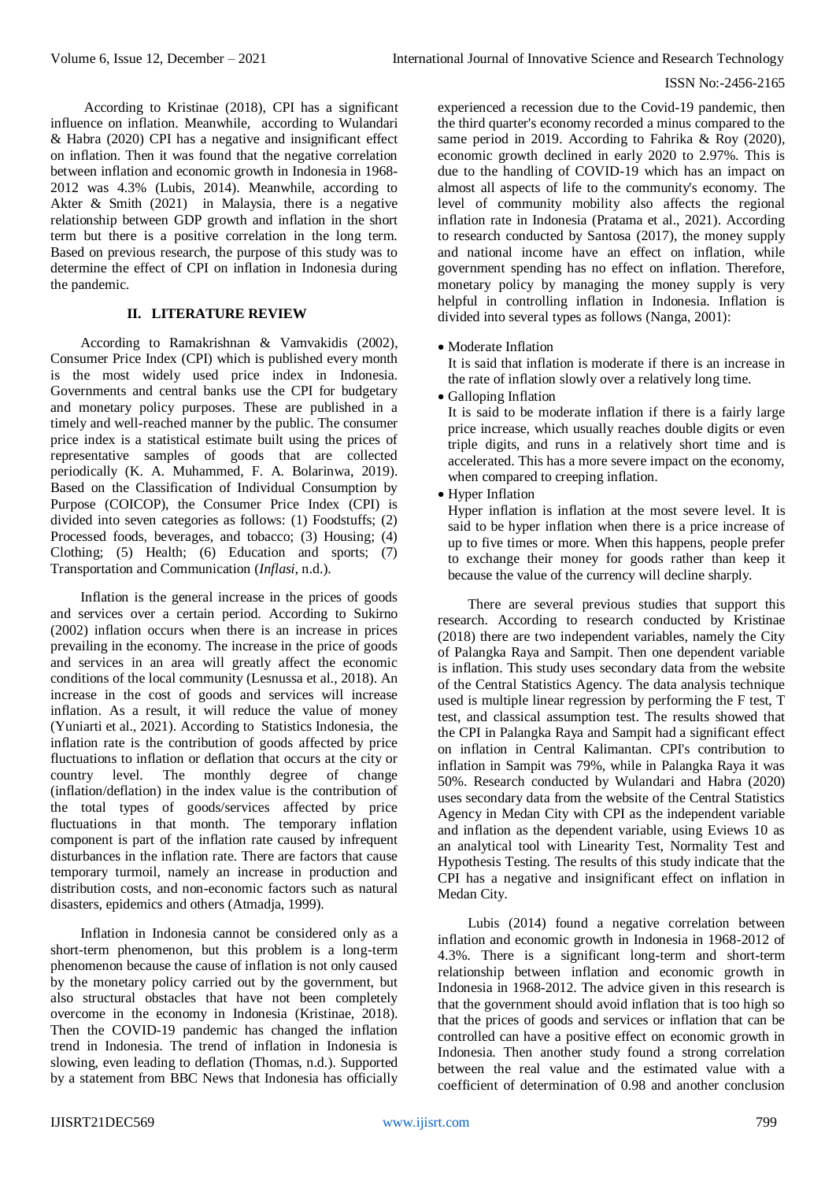According to Kristinae (2018), CPI has a significant influence on inflation. Meanwhile, according to Wulandari & Habra (2020) CPI has a negative and insignificant effect on inflation. Then it was found that the negative correlation between inflation and economic growth in Indonesia in 1968-2012 was 4.3% (Lubis, 2014). Meanwhile, according to Akter & Smith (2021) in Malaysia, there is a negative relationship between GDP growth and inflation in the short term but there is a positive correlation in the long term. Based on previous research, the purpose of this study was to determine the effect of CPI on inflation in Indonesia during the pandemic.

## II. LITERATURE REVIEW

According to Ramakrishnan & Vamvakidis (2002), Consumer Price Index (CPI) which is published every month is the most widely used price index in Indonesia. Governments and central banks use the CPI for budgetary and monetary policy purposes. These are published in a timely and well-reached manner by the public. The consumer price index is a statistical estimate built using the prices of representative samples of goods that are collected periodically (K. A. Muhammed, F. A. Bolarinwa, 2019). Based on the Classification of Individual Consumption by Purpose (COICOP), the Consumer Price Index (CPI) is divided into seven categories as follows: (1) Foodstuffs; (2) Processed foods, beverages, and tobacco; (3) Housing; (4) Clothing; (5) Health; (6) Education and sports; (7) Transportation and Communication (*Inflasi*, n.d.).

Inflation is the general increase in the prices of goods and services over a certain period. According to Sukirno (2002) inflation occurs when there is an increase in prices prevailing in the economy. The increase in the price of goods and services in an area will greatly affect the economic conditions of the local community (Lesnussa et al., 2018). An increase in the cost of goods and services will increase inflation. As a result, it will reduce the value of money (Yuniarti et al., 2021). According to Statistics Indonesia, the inflation rate is the contribution of goods affected by price fluctuations to inflation or deflation that occurs at the city or country level. The monthly degree of change (inflation/deflation) in the index value is the contribution of the total types of goods/services affected by price fluctuations in that month. The temporary inflation component is part of the inflation rate caused by infrequent disturbances in the inflation rate. There are factors that cause temporary turmoil, namely an increase in production and distribution costs, and non-economic factors such as natural disasters, epidemics and others (Atmadja, 1999).

Inflation in Indonesia cannot be considered only as a short-term phenomenon, but this problem is a long-term phenomenon because the cause of inflation is not only caused by the monetary policy carried out by the government, but also structural obstacles that have not been completely overcome in the economy in Indonesia (Kristinae, 2018). Then the COVID-19 pandemic has changed the inflation trend in Indonesia. The trend of inflation in Indonesia is slowing, even leading to deflation (Thomas, n.d.). Supported by a statement from BBC News that Indonesia has officially experienced a recession due to the Covid-19 pandemic, then the third quarter's economy recorded a minus compared to the same period in 2019. According to Fahrika & Roy (2020), economic growth declined in early 2020 to 2.97%. This is due to the handling of COVID-19 which has an impact on almost all aspects of life to the community's economy. The level of community mobility also affects the regional inflation rate in Indonesia (Pratama et al., 2021). According to research conducted by Santosa (2017), the money supply and national income have an effect on inflation, while government spending has no effect on inflation. Therefore, monetary policy by managing the money supply is very helpful in controlling inflation in Indonesia. Inflation is divided into several types as follows (Nanga, 2001):

- Moderate Inflation
  It is said that inflation is moderate if there is an increase in the rate of inflation slowly over a relatively long time.
- Galloping Inflation
  It is said to be moderate inflation if there is a fairly large price increase, which usually reaches double digits or even triple digits, and runs in a relatively short time and is accelerated. This has a more severe impact on the economy, when compared to creeping inflation.
- Hyper Inflation
  Hyper inflation is inflation at the most severe level. It is said to be hyper inflation when there is a price increase of up to five times or more. When this happens, people prefer to exchange their money for goods rather than keep it because the value of the currency will decline sharply.

There are several previous studies that support this research. According to research conducted by Kristinae (2018) there are two independent variables, namely the City of Palangka Raya and Sampit. Then one dependent variable is inflation. This study uses secondary data from the website of the Central Statistics Agency. The data analysis technique used is multiple linear regression by performing the F test, T test, and classical assumption test. The results showed that the CPI in Palangka Raya and Sampit had a significant effect on inflation in Central Kalimantan. CPI's contribution to inflation in Sampit was 79%, while in Palangka Raya it was 50%. Research conducted by Wulandari and Habra (2020) uses secondary data from the website of the Central Statistics Agency in Medan City with CPI as the independent variable and inflation as the dependent variable, using Eviews 10 as an analytical tool with Linearity Test, Normality Test and Hypothesis Testing. The results of this study indicate that the CPI has a negative and insignificant effect on inflation in Medan City.

Lubis (2014) found a negative correlation between inflation and economic growth in Indonesia in 1968-2012 of 4.3%. There is a significant long-term and short-term relationship between inflation and economic growth in Indonesia in 1968-2012. The advice given in this research is that the government should avoid inflation that is too high so that the prices of goods and services or inflation that can be controlled can have a positive effect on economic growth in Indonesia. Then another study found a strong correlation between the real value and the estimated value with a coefficient of determination of 0.98 and another conclusion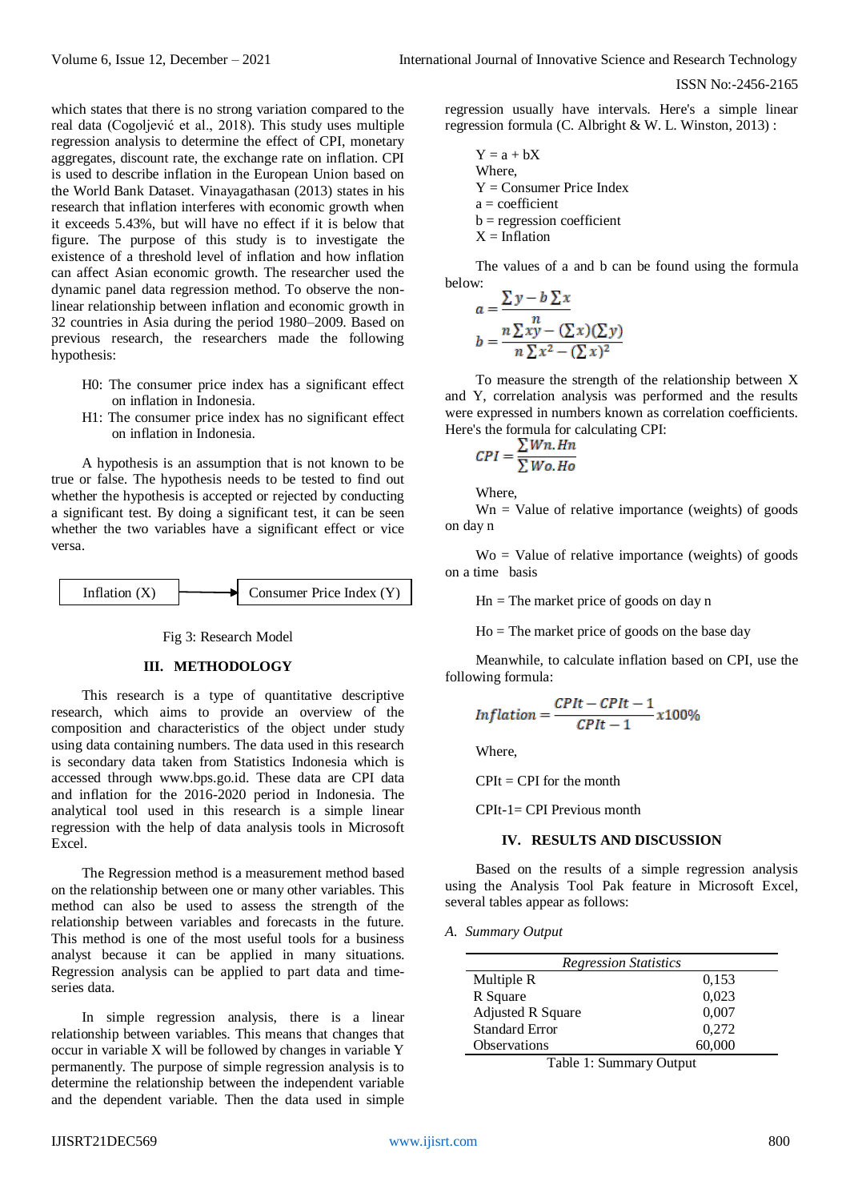which states that there is no strong variation compared to the real data (Cogoljević et al., 2018). This study uses multiple regression analysis to determine the effect of CPI, monetary aggregates, discount rate, the exchange rate on inflation. CPI is used to describe inflation in the European Union based on the World Bank Dataset. Vinayagathasan (2013) states in his research that inflation interferes with economic growth when it exceeds 5.43%, but will have no effect if it is below that figure. The purpose of this study is to investigate the existence of a threshold level of inflation and how inflation can affect Asian economic growth. The researcher used the dynamic panel data regression method. To observe the non-linear relationship between inflation and economic growth in 32 countries in Asia during the period 1980–2009. Based on previous research, the researchers made the following hypothesis:

- H0: The consumer price index has a significant effect on inflation in Indonesia.
- H1: The consumer price index has no significant effect on inflation in Indonesia.

A hypothesis is an assumption that is not known to be true or false. The hypothesis needs to be tested to find out whether the hypothesis is accepted or rejected by conducting a significant test. By doing a significant test, it can be seen whether the two variables have a significant effect or vice versa.

Inflation (X) → Consumer Price Index (Y)

Fig 3: Research Model

## III. METHODOLOGY

This research is a type of quantitative descriptive research, which aims to provide an overview of the composition and characteristics of the object under study using data containing numbers. The data used in this research is secondary data taken from Statistics Indonesia which is accessed through www.bps.go.id. These data are CPI data and inflation for the 2016-2020 period in Indonesia. The analytical tool used in this research is a simple linear regression with the help of data analysis tools in Microsoft Excel.

The Regression method is a measurement method based on the relationship between one or many other variables. This method can also be used to assess the strength of the relationship between variables and forecasts in the future. This method is one of the most useful tools for a business analyst because it can be applied in many situations. Regression analysis can be applied to part data and time-series data.

In simple regression analysis, there is a linear relationship between variables. This means that changes that occur in variable X will be followed by changes in variable Y permanently. The purpose of simple regression analysis is to determine the relationship between the independent variable and the dependent variable. Then the data used in simple regression usually have intervals. Here's a simple linear regression formula (C. Albright & W. L. Winston, 2013) :

$$Y = a + bX$$

Where,
Y = Consumer Price Index
a = coefficient
b = regression coefficient
X = Inflation

The values of a and b can be found using the formula below:

$$a = \frac{\sum y - b\sum x}{n}$$

$$b = \frac{n\sum xy - (\sum x)(\sum y)}{n\sum x^2 - (\sum x)^2}$$

To measure the strength of the relationship between X and Y, correlation analysis was performed and the results were expressed in numbers known as correlation coefficients. Here's the formula for calculating CPI:

$$CPI = \frac{\sum Wn.Hn}{\sum Wo.Ho}$$

Where,

Wn = Value of relative importance (weights) of goods on day n

Wo = Value of relative importance (weights) of goods on a time basis

Hn = The market price of goods on day n

Ho = The market price of goods on the base day

Meanwhile, to calculate inflation based on CPI, use the following formula:

$$Inflation = \frac{CPIt - CPIt - 1}{CPIt - 1} x100\%$$

Where,

CPIt = CPI for the month

CPIt-1= CPI Previous month

## IV. RESULTS AND DISCUSSION

Based on the results of a simple regression analysis using the Analysis Tool Pak feature in Microsoft Excel, several tables appear as follows:

*A. Summary Output*

| *Regression Statistics* | |
|---|---|
| Multiple R | 0,153 |
| R Square | 0,023 |
| Adjusted R Square | 0,007 |
| Standard Error | 0,272 |
| Observations | 60,000 |

Table 1: Summary Output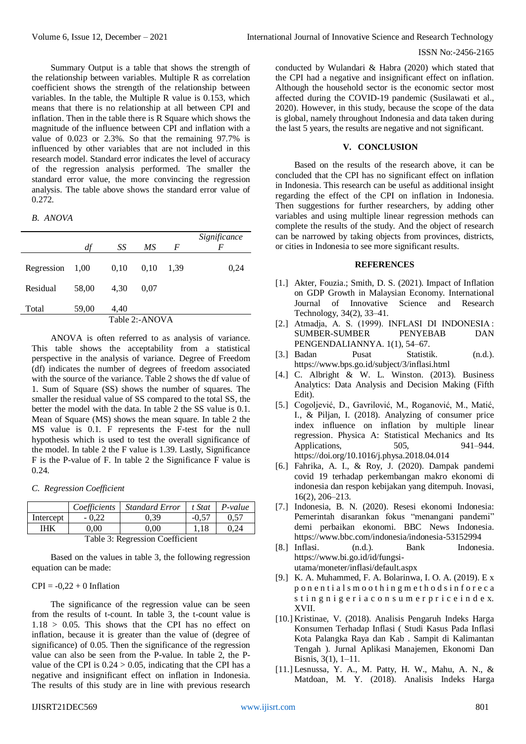Summary Output is a table that shows the strength of the relationship between variables. Multiple R as correlation coefficient shows the strength of the relationship between variables. In the table, the Multiple R value is 0.153, which means that there is no relationship at all between CPI and inflation. Then in the table there is R Square which shows the magnitude of the influence between CPI and inflation with a value of 0.023 or 2.3%. So that the remaining 97.7% is influenced by other variables that are not included in this research model. Standard error indicates the level of accuracy of the regression analysis performed. The smaller the standard error value, the more convincing the regression analysis. The table above shows the standard error value of 0.272.

### *B. ANOVA*

| | *df* | *SS* | *MS* | *F* | *Significance F* |
|---|---|---|---|---|---|
| Regression | 1,00 | 0,10 | 0,10 | 1,39 | 0,24 |
| Residual | 58,00 | 4,30 | 0,07 | | |
| Total | 59,00 | 4,40 | | | |

Table 2:-ANOVA

ANOVA is often referred to as analysis of variance. This table shows the acceptability from a statistical perspective in the analysis of variance. Degree of Freedom (df) indicates the number of degrees of freedom associated with the source of the variance. Table 2 shows the df value of 1. Sum of Square (SS) shows the number of squares. The smaller the residual value of SS compared to the total SS, the better the model with the data. In table 2 the SS value is 0.1. Mean of Square (MS) shows the mean square. In table 2 the MS value is 0.1. F represents the F-test for the null hypothesis which is used to test the overall significance of the model. In table 2 the F value is 1.39. Lastly, Significance F is the P-value of F. In table 2 the Significance F value is 0.24.

### *C. Regression Coefficient*

| | *Coefficients* | *Standard Error* | *t Stat* | *P-value* |
|---|---|---|---|---|
| Intercept | - 0,22 | 0,39 | -0,57 | 0,57 |
| IHK | 0,00 | 0,00 | 1,18 | 0,24 |

Table 3: Regression Coefficient

Based on the values in table 3, the following regression equation can be made:

CPI = -0,22 + 0 Inflation

The significance of the regression value can be seen from the results of t-count. In table 3, the t-count value is $1.18 > 0.05$. This shows that the CPI has no effect on inflation, because it is greater than the value of (degree of significance) of 0.05. Then the significance of the regression value can also be seen from the P-value. In table 2, the P-value of the CPI is $0.24 > 0.05$, indicating that the CPI has a negative and insignificant effect on inflation in Indonesia. The results of this study are in line with previous research conducted by Wulandari & Habra (2020) which stated that the CPI had a negative and insignificant effect on inflation. Although the household sector is the economic sector most affected during the COVID-19 pandemic (Susilawati et al., 2020). However, in this study, because the scope of the data is global, namely throughout Indonesia and data taken during the last 5 years, the results are negative and not significant.

## V. CONCLUSION

Based on the results of the research above, it can be concluded that the CPI has no significant effect on inflation in Indonesia. This research can be useful as additional insight regarding the effect of the CPI on inflation in Indonesia. Then suggestions for further researchers, by adding other variables and using multiple linear regression methods can complete the results of the study. And the object of research can be narrowed by taking objects from provinces, districts, or cities in Indonesia to see more significant results.

## REFERENCES

[1.] Akter, Fouzia.; Smith, D. S. (2021). Impact of Inflation on GDP Growth in Malaysian Economy. International Journal of Innovative Science and Research Technology, 34(2), 33–41.

[2.] Atmadja, A. S. (1999). INFLASI DI INDONESIA : SUMBER-SUMBER PENYEBAB DAN PENGENDALIANNYA. 1(1), 54–67.

[3.] Badan Pusat Statistik. (n.d.). https://www.bps.go.id/subject/3/inflasi.html

[4.] C. Albright & W. L. Winston. (2013). Business Analytics: Data Analysis and Decision Making (Fifth Edit).

[5.] Cogoljević, D., Gavrilović, M., Roganović, M., Matić, I., & Piljan, I. (2018). Analyzing of consumer price index influence on inflation by multiple linear regression. Physica A: Statistical Mechanics and Its Applications, 505, 941–944. https://doi.org/10.1016/j.physa.2018.04.014

[6.] Fahrika, A. I., & Roy, J. (2020). Dampak pandemi covid 19 terhadap perkembangan makro ekonomi di indonesia dan respon kebijakan yang ditempuh. Inovasi, 16(2), 206–213.

[7.] Indonesia, B. N. (2020). Resesi ekonomi Indonesia: Pemerintah disarankan fokus "menangani pandemi" demi perbaikan ekonomi. BBC News Indonesia. https://www.bbc.com/indonesia/indonesia-53152994

[8.] Inflasi. (n.d.). Bank Indonesia. https://www.bi.go.id/id/fungsi-utama/moneter/inflasi/default.aspx

[9.] K. A. Muhammed, F. A. Bolarinwa, I. O. A. (2019). E x p o n e n t i a l s m o o t h i n g m e t h o d s i n f o r e c a s t i n g n i g e r i a c o n s u m e r p r i c e i n d e x. XVII.

[10.] Kristinae, V. (2018). Analisis Pengaruh Indeks Harga Konsumen Terhadap Inflasi ( Studi Kasus Pada Inflasi Kota Palangka Raya dan Kab . Sampit di Kalimantan Tengah ). Jurnal Aplikasi Manajemen, Ekonomi Dan Bisnis, 3(1), 1–11.

[11.] Lesnussa, Y. A., M. Patty, H. W., Mahu, A. N., & Matdoan, M. Y. (2018). Analisis Indeks Harga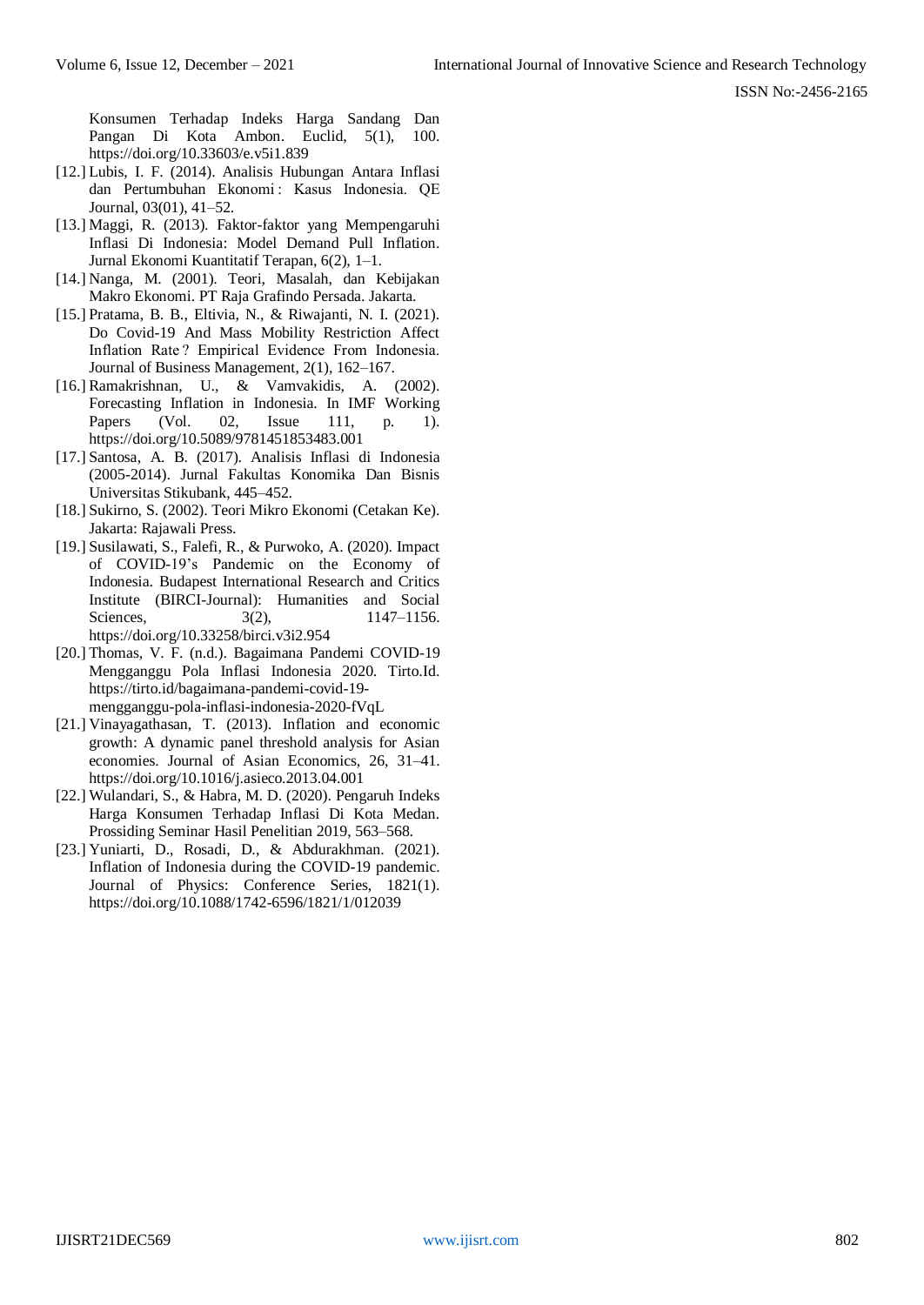Konsumen Terhadap Indeks Harga Sandang Dan Pangan Di Kota Ambon. Euclid, 5(1), 100. https://doi.org/10.33603/e.v5i1.839

[12.] Lubis, I. F. (2014). Analisis Hubungan Antara Inflasi dan Pertumbuhan Ekonomi : Kasus Indonesia. QE Journal, 03(01), 41–52.

[13.] Maggi, R. (2013). Faktor-faktor yang Mempengaruhi Inflasi Di Indonesia: Model Demand Pull Inflation. Jurnal Ekonomi Kuantitatif Terapan, 6(2), 1–1.

[14.] Nanga, M. (2001). Teori, Masalah, dan Kebijakan Makro Ekonomi. PT Raja Grafindo Persada. Jakarta.

[15.] Pratama, B. B., Eltivia, N., & Riwajanti, N. I. (2021). Do Covid-19 And Mass Mobility Restriction Affect Inflation Rate ? Empirical Evidence From Indonesia. Journal of Business Management, 2(1), 162–167.

[16.] Ramakrishnan, U., & Vamvakidis, A. (2002). Forecasting Inflation in Indonesia. In IMF Working Papers (Vol. 02, Issue 111, p. 1). https://doi.org/10.5089/9781451853483.001

[17.] Santosa, A. B. (2017). Analisis Inflasi di Indonesia (2005-2014). Jurnal Fakultas Konomika Dan Bisnis Universitas Stikubank, 445–452.

[18.] Sukirno, S. (2002). Teori Mikro Ekonomi (Cetakan Ke). Jakarta: Rajawali Press.

[19.] Susilawati, S., Falefi, R., & Purwoko, A. (2020). Impact of COVID-19's Pandemic on the Economy of Indonesia. Budapest International Research and Critics Institute (BIRCI-Journal): Humanities and Social Sciences, 3(2), 1147–1156. https://doi.org/10.33258/birci.v3i2.954

[20.] Thomas, V. F. (n.d.). Bagaimana Pandemi COVID-19 Mengganggu Pola Inflasi Indonesia 2020. Tirto.Id. https://tirto.id/bagaimana-pandemi-covid-19-mengganggu-pola-inflasi-indonesia-2020-fVqL

[21.] Vinayagathasan, T. (2013). Inflation and economic growth: A dynamic panel threshold analysis for Asian economies. Journal of Asian Economics, 26, 31–41. https://doi.org/10.1016/j.asieco.2013.04.001

[22.] Wulandari, S., & Habra, M. D. (2020). Pengaruh Indeks Harga Konsumen Terhadap Inflasi Di Kota Medan. Prossiding Seminar Hasil Penelitian 2019, 563–568.

[23.] Yuniarti, D., Rosadi, D., & Abdurakhman. (2021). Inflation of Indonesia during the COVID-19 pandemic. Journal of Physics: Conference Series, 1821(1). https://doi.org/10.1088/1742-6596/1821/1/012039